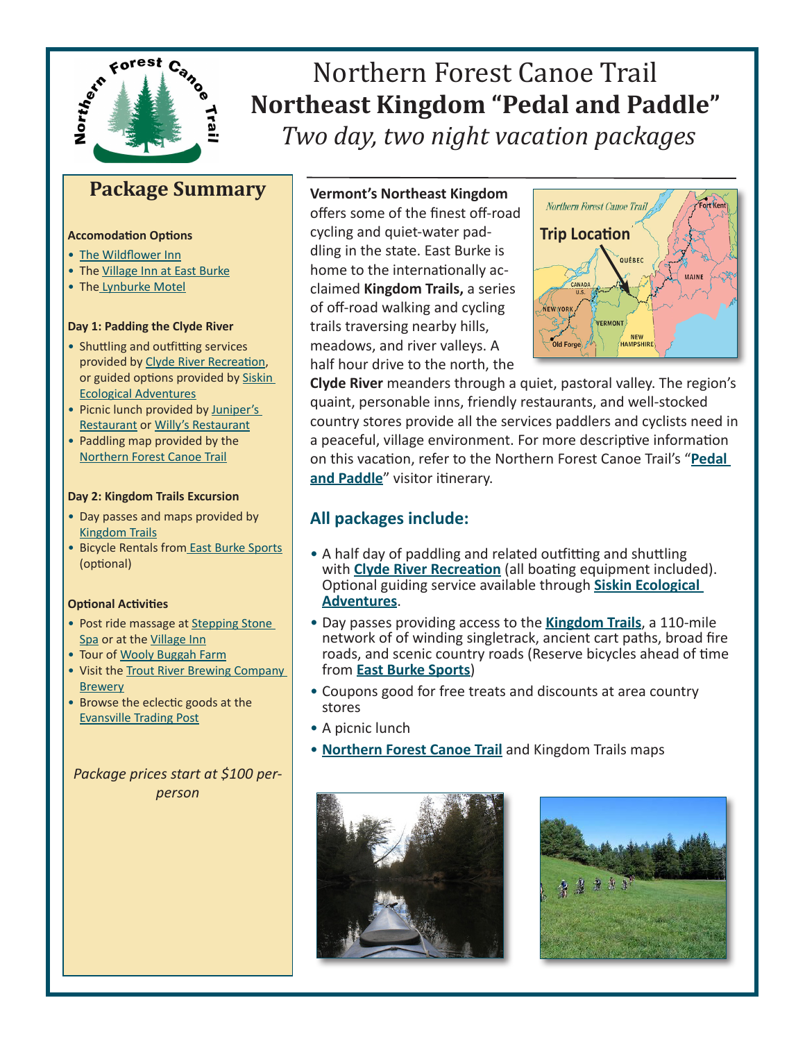# Northern Forest Canoe Trail

## Northeast Kingdom "Pedal and Paddle"

*Two day, two night vacation packages*

## Package Summary

**Accomodation Options**

- The Wildflower Inn
- The Village Inn at East Burke
- The Lynburke Motel

**Day 1: Padding the Clyde River**

- Shuttling and outfitting services provided by Clyde River Recreation, or guided options provided by Siskin Ecological Adventures
- Picnic lunch provided by Juniper's Restaurant or Willy's Restaurant
- Paddling map provided by the Northern Forest Canoe Trail

**Day 2: Kingdom Trails Excursion**

- Day passes and maps provided by Kingdom Trails
- Bicycle Rentals from East Burke Sports (optional)

**Optional Activities**

- Post ride massage at Stepping Stone Spa or at the Village Inn
- Tour of Wooly Buggah Farm
- Visit the Trout River Brewing Company Brewery
- Browse the eclectic goods at the Evansville Trading Post

*Package prices start at $100 per-person*

**Vermont's Northeast Kingdom** offers some of the finest off-road cycling and quiet-water paddling in the state. East Burke is home to the internationally acclaimed **Kingdom Trails,** a series of off-road walking and cycling trails traversing nearby hills, meadows, and river valleys. A half hour drive to the north, the **Clyde River** meanders through a quiet, pastoral valley. The region's quaint, personable inns, friendly restaurants, and well-stocked country stores provide all the services paddlers and cyclists need in a peaceful, village environment. For more descriptive information on this vacation, refer to the Northern Forest Canoe Trail's "**Pedal and Paddle**" visitor itinerary.

## All packages include:

- A half day of paddling and related outfitting and shuttling with **Clyde River Recreation** (all boating equipment included). Optional guiding service available through **Siskin Ecological Adventures**.
- Day passes providing access to the **Kingdom Trails**, a 110-mile network of of winding singletrack, ancient cart paths, broad fire roads, and scenic country roads (Reserve bicycles ahead of time from **East Burke Sports**)
- Coupons good for free treats and discounts at area country stores
- A picnic lunch
- **Northern Forest Canoe Trail** and Kingdom Trails maps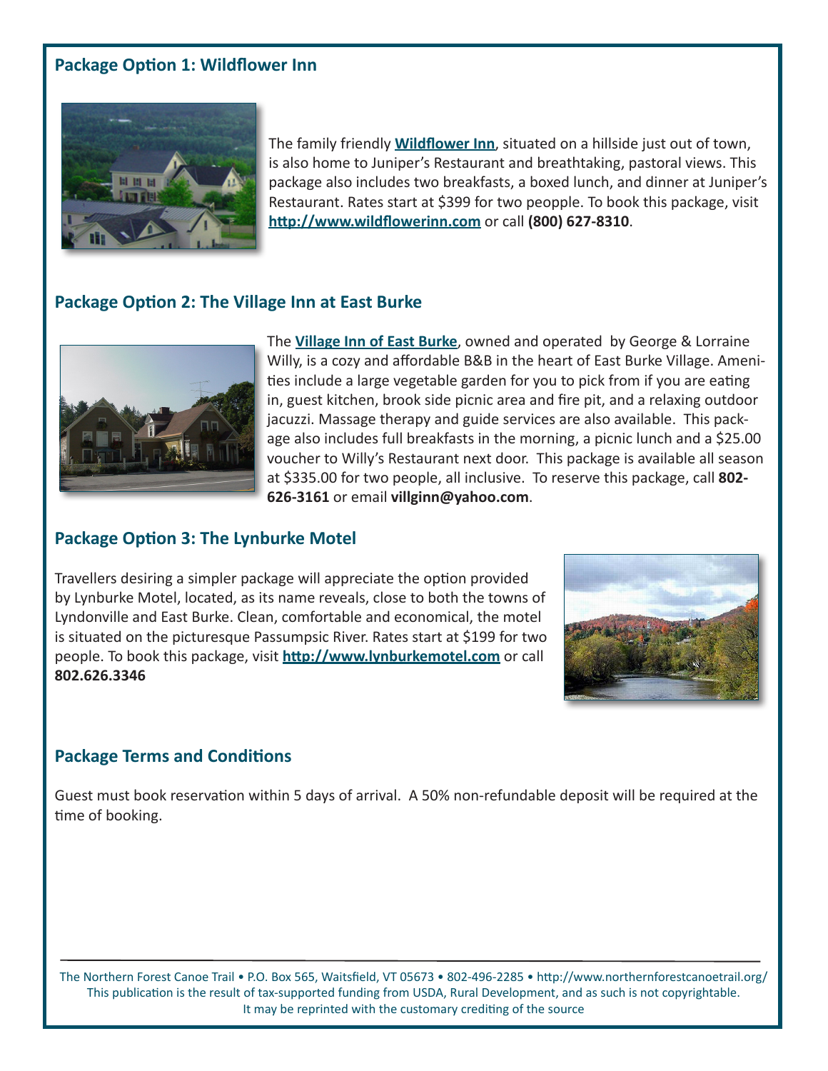## Package Option 1: Wildflower Inn

The family friendly **Wildflower Inn**, situated on a hillside just out of town, is also home to Juniper's Restaurant and breathtaking, pastoral views. This package also includes two breakfasts, a boxed lunch, and dinner at Juniper's Restaurant. Rates start at $399 for two peopple. To book this package, visit **http://www.wildflowerinn.com** or call **(800) 627-8310**.

## Package Option 2: The Village Inn at East Burke

The **Village Inn of East Burke**, owned and operated by George & Lorraine Willy, is a cozy and affordable B&B in the heart of East Burke Village. Amenities include a large vegetable garden for you to pick from if you are eating in, guest kitchen, brook side picnic area and fire pit, and a relaxing outdoor jacuzzi. Massage therapy and guide services are also available. This package also includes full breakfasts in the morning, a picnic lunch and a $25.00 voucher to Willy's Restaurant next door. This package is available all season at $335.00 for two people, all inclusive. To reserve this package, call **802-626-3161** or email **villginn@yahoo.com**.

## Package Option 3: The Lynburke Motel

Travellers desiring a simpler package will appreciate the option provided by Lynburke Motel, located, as its name reveals, close to both the towns of Lyndonville and East Burke. Clean, comfortable and economical, the motel is situated on the picturesque Passumpsic River. Rates start at $199 for two people. To book this package, visit **http://www.lynburkemotel.com** or call **802.626.3346**

## Package Terms and Conditions

Guest must book reservation within 5 days of arrival. A 50% non-refundable deposit will be required at the time of booking.

The Northern Forest Canoe Trail • P.O. Box 565, Waitsfield, VT 05673 • 802-496-2285 • http://www.northernforestcanoetrail.org/
This publication is the result of tax-supported funding from USDA, Rural Development, and as such is not copyrightable.
It may be reprinted with the customary crediting of the source